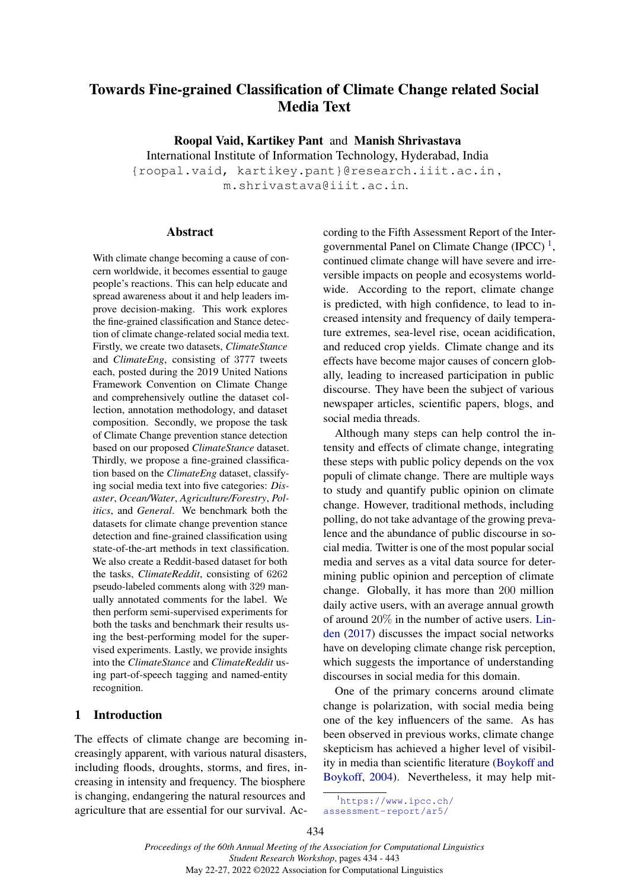# Towards Fine-grained Classification of Climate Change related Social Media Text

**Roopal Vaid, Kartikey Pant** and **Manish Shrivastava**

International Institute of Information Technology, Hyderabad, India

{roopal.vaid, kartikey.pant}@research.iiit.ac.in, m.shrivastava@iiit.ac.in.

## Abstract

With climate change becoming a cause of concern worldwide, it becomes essential to gauge people's reactions. This can help educate and spread awareness about it and help leaders improve decision-making. This work explores the fine-grained classification and Stance detection of climate change-related social media text. Firstly, we create two datasets, *ClimateStance* and *ClimateEng*, consisting of 3777 tweets each, posted during the 2019 United Nations Framework Convention on Climate Change and comprehensively outline the dataset collection, annotation methodology, and dataset composition. Secondly, we propose the task of Climate Change prevention stance detection based on our proposed *ClimateStance* dataset. Thirdly, we propose a fine-grained classification based on the *ClimateEng* dataset, classifying social media text into five categories: *Disaster*, *Ocean/Water*, *Agriculture/Forestry*, *Politics*, and *General*. We benchmark both the datasets for climate change prevention stance detection and fine-grained classification using state-of-the-art methods in text classification. We also create a Reddit-based dataset for both the tasks, *ClimateReddit*, consisting of 6262 pseudo-labeled comments along with 329 manually annotated comments for the label. We then perform semi-supervised experiments for both the tasks and benchmark their results using the best-performing model for the supervised experiments. Lastly, we provide insights into the *ClimateStance* and *ClimateReddit* using part-of-speech tagging and named-entity recognition.

## 1 Introduction

The effects of climate change are becoming increasingly apparent, with various natural disasters, including floods, droughts, storms, and fires, increasing in intensity and frequency. The biosphere is changing, endangering the natural resources and agriculture that are essential for our survival. According to the Fifth Assessment Report of the Intergovernmental Panel on Climate Change (IPCC) [1], continued climate change will have severe and irreversible impacts on people and ecosystems worldwide. According to the report, climate change is predicted, with high confidence, to lead to increased intensity and frequency of daily temperature extremes, sea-level rise, ocean acidification, and reduced crop yields. Climate change and its effects have become major causes of concern globally, leading to increased participation in public discourse. They have been the subject of various newspaper articles, scientific papers, blogs, and social media threads.

Although many steps can help control the intensity and effects of climate change, integrating these steps with public policy depends on the vox populi of climate change. There are multiple ways to study and quantify public opinion on climate change. However, traditional methods, including polling, do not take advantage of the growing prevalence and the abundance of public discourse in social media. Twitter is one of the most popular social media and serves as a vital data source for determining public opinion and perception of climate change. Globally, it has more than 200 million daily active users, with an average annual growth of around 20% in the number of active users. Linden (2017) discusses the impact social networks have on developing climate change risk perception, which suggests the importance of understanding discourses in social media for this domain.

One of the primary concerns around climate change is polarization, with social media being one of the key influencers of the same. As has been observed in previous works, climate change skepticism has achieved a higher level of visibility in media than scientific literature (Boykoff and Boykoff, 2004). Nevertheless, it may help mit-

[1] https://www.ipcc.ch/assessment-report/ar5/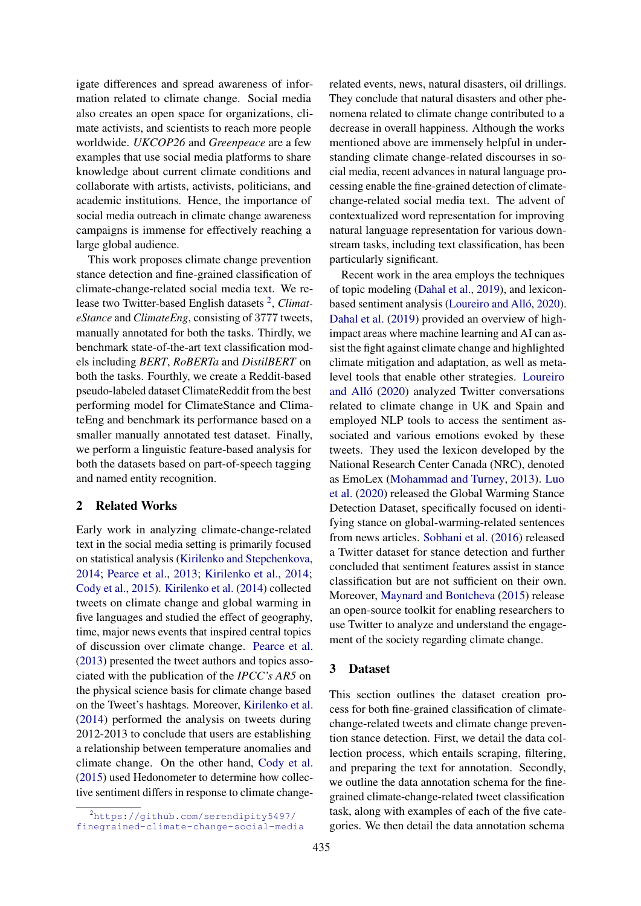igate differences and spread awareness of information related to climate change. Social media also creates an open space for organizations, climate activists, and scientists to reach more people worldwide. *UKCOP26* and *Greenpeace* are a few examples that use social media platforms to share knowledge about current climate conditions and collaborate with artists, activists, politicians, and academic institutions. Hence, the importance of social media outreach in climate change awareness campaigns is immense for effectively reaching a large global audience.

This work proposes climate change prevention stance detection and fine-grained classification of climate-change-related social media text. We release two Twitter-based English datasets [2], *ClimateStance* and *ClimateEng*, consisting of 3777 tweets, manually annotated for both the tasks. Thirdly, we benchmark state-of-the-art text classification models including *BERT*, *RoBERTa* and *DistilBERT* on both the tasks. Fourthly, we create a Reddit-based pseudo-labeled dataset ClimateReddit from the best performing model for ClimateStance and ClimateEng and benchmark its performance based on a smaller manually annotated test dataset. Finally, we perform a linguistic feature-based analysis for both the datasets based on part-of-speech tagging and named entity recognition.

## 2 Related Works

Early work in analyzing climate-change-related text in the social media setting is primarily focused on statistical analysis (Kirilenko and Stepchenkova, 2014; Pearce et al., 2013; Kirilenko et al., 2014; Cody et al., 2015). Kirilenko et al. (2014) collected tweets on climate change and global warming in five languages and studied the effect of geography, time, major news events that inspired central topics of discussion over climate change. Pearce et al. (2013) presented the tweet authors and topics associated with the publication of the *IPCC's AR5* on the physical science basis for climate change based on the Tweet's hashtags. Moreover, Kirilenko et al. (2014) performed the analysis on tweets during 2012-2013 to conclude that users are establishing a relationship between temperature anomalies and climate change. On the other hand, Cody et al. (2015) used Hedonometer to determine how collective sentiment differs in response to climate change-related events, news, natural disasters, oil drillings. They conclude that natural disasters and other phenomena related to climate change contributed to a decrease in overall happiness. Although the works mentioned above are immensely helpful in understanding climate change-related discourses in social media, recent advances in natural language processing enable the fine-grained detection of climate-change-related social media text. The advent of contextualized word representation for improving natural language representation for various downstream tasks, including text classification, has been particularly significant.

Recent work in the area employs the techniques of topic modeling (Dahal et al., 2019), and lexicon-based sentiment analysis (Loureiro and Alló, 2020). Dahal et al. (2019) provided an overview of high-impact areas where machine learning and AI can assist the fight against climate change and highlighted climate mitigation and adaptation, as well as meta-level tools that enable other strategies. Loureiro and Alló (2020) analyzed Twitter conversations related to climate change in UK and Spain and employed NLP tools to access the sentiment associated and various emotions evoked by these tweets. They used the lexicon developed by the National Research Center Canada (NRC), denoted as EmoLex (Mohammad and Turney, 2013). Luo et al. (2020) released the Global Warming Stance Detection Dataset, specifically focused on identifying stance on global-warming-related sentences from news articles. Sobhani et al. (2016) released a Twitter dataset for stance detection and further concluded that sentiment features assist in stance classification but are not sufficient on their own. Moreover, Maynard and Bontcheva (2015) release an open-source toolkit for enabling researchers to use Twitter to analyze and understand the engagement of the society regarding climate change.

## 3 Dataset

This section outlines the dataset creation process for both fine-grained classification of climate-change-related tweets and climate change prevention stance detection. First, we detail the data collection process, which entails scraping, filtering, and preparing the text for annotation. Secondly, we outline the data annotation schema for the fine-grained climate-change-related tweet classification task, along with examples of each of the five categories. We then detail the data annotation schema

[2] https://github.com/serendipity5497/finegrained-climate-change-social-media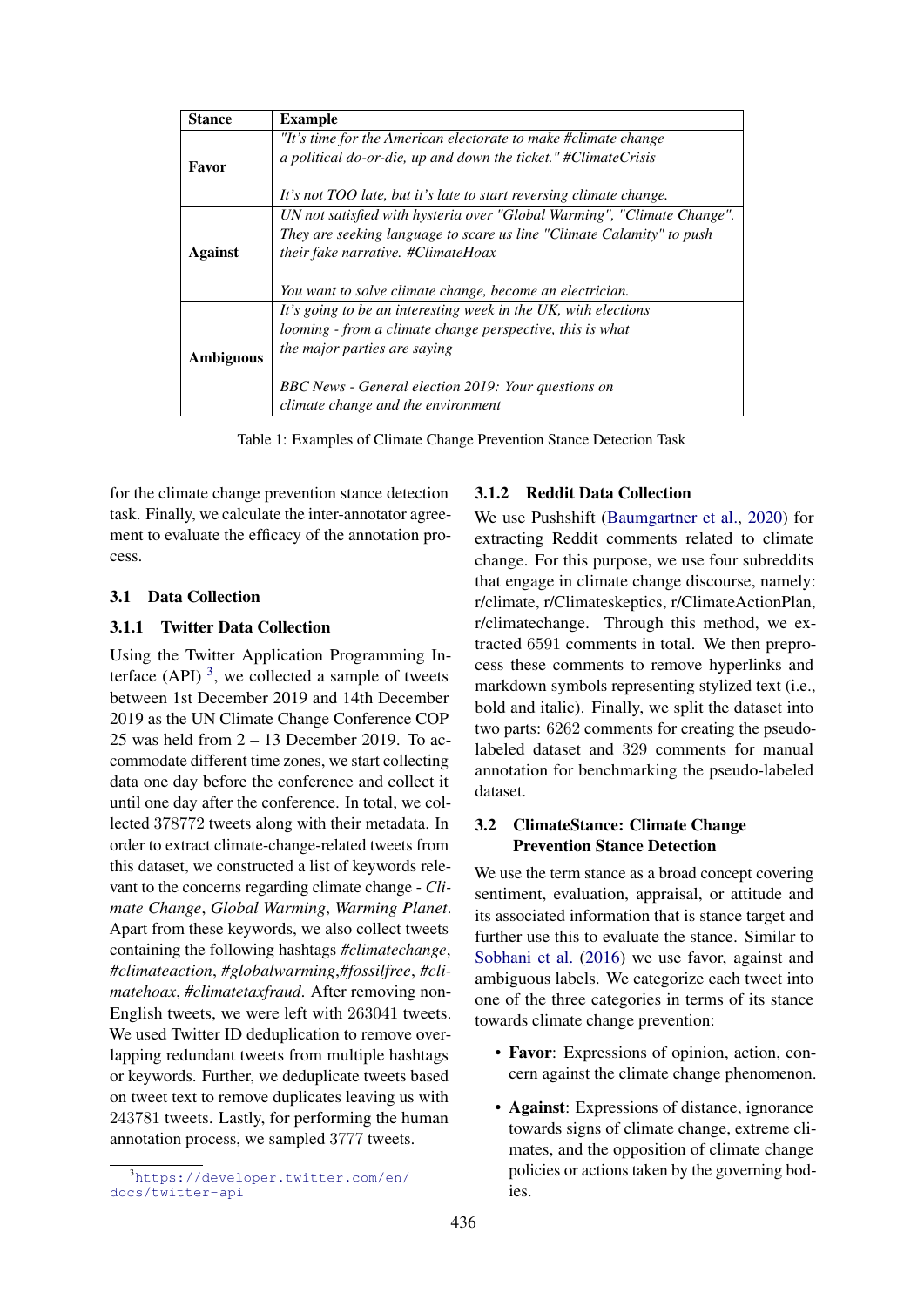| Stance | Example |
|---|---|
| **Favor** | *"It's time for the American electorate to make #climate change a political do-or-die, up and down the ticket." #ClimateCrisis*<br><br>*It's not TOO late, but it's late to start reversing climate change.* |
| **Against** | *UN not satisfied with hysteria over "Global Warming", "Climate Change". They are seeking language to scare us line "Climate Calamity" to push their fake narrative. #ClimateHoax*<br><br>*You want to solve climate change, become an electrician.* |
| **Ambiguous** | *It's going to be an interesting week in the UK, with elections looming - from a climate change perspective, this is what the major parties are saying*<br><br>*BBC News - General election 2019: Your questions on climate change and the environment* |

Table 1: Examples of Climate Change Prevention Stance Detection Task

for the climate change prevention stance detection task. Finally, we calculate the inter-annotator agreement to evaluate the efficacy of the annotation process.

## 3.1 Data Collection

### 3.1.1 Twitter Data Collection

Using the Twitter Application Programming Interface (API) [3], we collected a sample of tweets between 1st December 2019 and 14th December 2019 as the UN Climate Change Conference COP 25 was held from 2 – 13 December 2019. To accommodate different time zones, we start collecting data one day before the conference and collect it until one day after the conference. In total, we collected 378772 tweets along with their metadata. In order to extract climate-change-related tweets from this dataset, we constructed a list of keywords relevant to the concerns regarding climate change - *Climate Change*, *Global Warming*, *Warming Planet*. Apart from these keywords, we also collect tweets containing the following hashtags *#climatechange*, *#climateaction*, *#globalwarming*,*#fossilfree*, *#climatehoax*, *#climatetaxfraud*. After removing non-English tweets, we were left with 263041 tweets. We used Twitter ID deduplication to remove overlapping redundant tweets from multiple hashtags or keywords. Further, we deduplicate tweets based on tweet text to remove duplicates leaving us with 243781 tweets. Lastly, for performing the human annotation process, we sampled 3777 tweets.

[3] https://developer.twitter.com/en/docs/twitter-api

### 3.1.2 Reddit Data Collection

We use Pushshift (Baumgartner et al., 2020) for extracting Reddit comments related to climate change. For this purpose, we use four subreddits that engage in climate change discourse, namely: r/climate, r/Climateskeptics, r/ClimateActionPlan, r/climatechange. Through this method, we extracted 6591 comments in total. We then preprocess these comments to remove hyperlinks and markdown symbols representing stylized text (i.e., bold and italic). Finally, we split the dataset into two parts: 6262 comments for creating the pseudo-labeled dataset and 329 comments for manual annotation for benchmarking the pseudo-labeled dataset.

## 3.2 ClimateStance: Climate Change Prevention Stance Detection

We use the term stance as a broad concept covering sentiment, evaluation, appraisal, or attitude and its associated information that is stance target and further use this to evaluate the stance. Similar to Sobhani et al. (2016) we use favor, against and ambiguous labels. We categorize each tweet into one of the three categories in terms of its stance towards climate change prevention:

- **Favor**: Expressions of opinion, action, concern against the climate change phenomenon.
- **Against**: Expressions of distance, ignorance towards signs of climate change, extreme climates, and the opposition of climate change policies or actions taken by the governing bodies.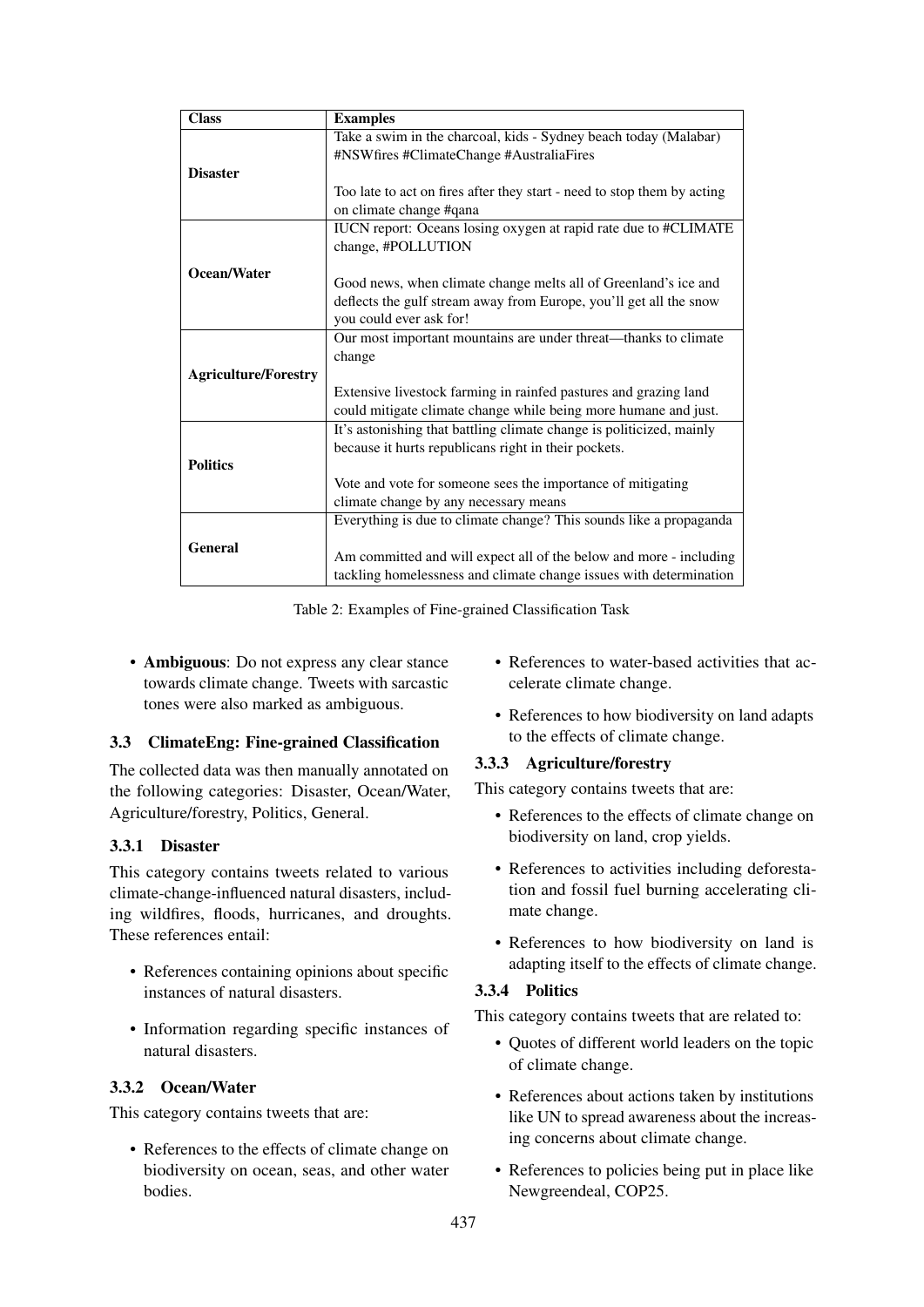| Class | Examples |
|---|---|
| **Disaster** | Take a swim in the charcoal, kids - Sydney beach today (Malabar) #NSWfires #ClimateChange #AustraliaFires<br><br>Too late to act on fires after they start - need to stop them by acting on climate change #qana |
| **Ocean/Water** | IUCN report: Oceans losing oxygen at rapid rate due to #CLIMATE change, #POLLUTION<br><br>Good news, when climate change melts all of Greenland's ice and deflects the gulf stream away from Europe, you'll get all the snow you could ever ask for! |
| **Agriculture/Forestry** | Our most important mountains are under threat—thanks to climate change<br><br>Extensive livestock farming in rainfed pastures and grazing land could mitigate climate change while being more humane and just. |
| **Politics** | It's astonishing that battling climate change is politicized, mainly because it hurts republicans right in their pockets.<br><br>Vote and vote for someone sees the importance of mitigating climate change by any necessary means |
| **General** | Everything is due to climate change? This sounds like a propaganda<br><br>Am committed and will expect all of the below and more - including tackling homelessness and climate change issues with determination |

Table 2: Examples of Fine-grained Classification Task

- **Ambiguous**: Do not express any clear stance towards climate change. Tweets with sarcastic tones were also marked as ambiguous.

### 3.3 ClimateEng: Fine-grained Classification

The collected data was then manually annotated on the following categories: Disaster, Ocean/Water, Agriculture/forestry, Politics, General.

#### 3.3.1 Disaster

This category contains tweets related to various climate-change-influenced natural disasters, including wildfires, floods, hurricanes, and droughts. These references entail:

- References containing opinions about specific instances of natural disasters.
- Information regarding specific instances of natural disasters.

#### 3.3.2 Ocean/Water

This category contains tweets that are:

- References to the effects of climate change on biodiversity on ocean, seas, and other water bodies.
- References to water-based activities that accelerate climate change.
- References to how biodiversity on land adapts to the effects of climate change.

#### 3.3.3 Agriculture/forestry

This category contains tweets that are:

- References to the effects of climate change on biodiversity on land, crop yields.
- References to activities including deforestation and fossil fuel burning accelerating climate change.
- References to how biodiversity on land is adapting itself to the effects of climate change.

#### 3.3.4 Politics

This category contains tweets that are related to:

- Quotes of different world leaders on the topic of climate change.
- References about actions taken by institutions like UN to spread awareness about the increasing concerns about climate change.
- References to policies being put in place like Newgreendeal, COP25.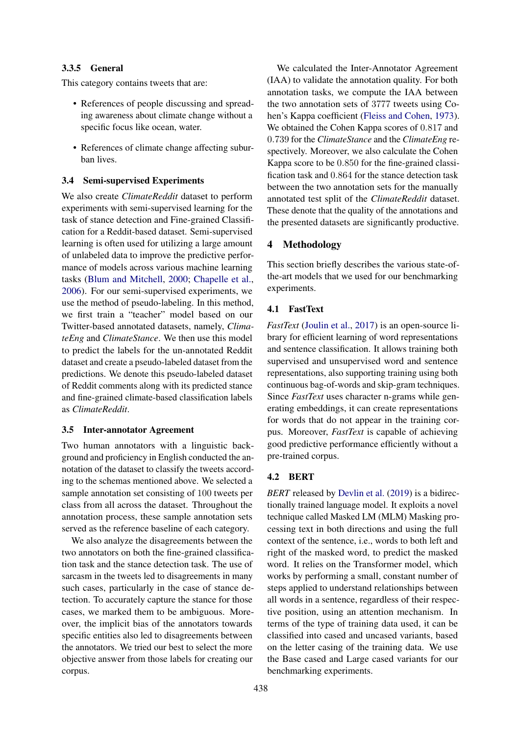#### 3.3.5 General

This category contains tweets that are:

- References of people discussing and spreading awareness about climate change without a specific focus like ocean, water.
- References of climate change affecting suburban lives.

### 3.4 Semi-supervised Experiments

We also create *ClimateReddit* dataset to perform experiments with semi-supervised learning for the task of stance detection and Fine-grained Classification for a Reddit-based dataset. Semi-supervised learning is often used for utilizing a large amount of unlabeled data to improve the predictive performance of models across various machine learning tasks (Blum and Mitchell, 2000; Chapelle et al., 2006). For our semi-supervised experiments, we use the method of pseudo-labeling. In this method, we first train a "teacher" model based on our Twitter-based annotated datasets, namely, *ClimateEng* and *ClimateStance*. We then use this model to predict the labels for the un-annotated Reddit dataset and create a pseudo-labeled dataset from the predictions. We denote this pseudo-labeled dataset of Reddit comments along with its predicted stance and fine-grained climate-based classification labels as *ClimateReddit*.

### 3.5 Inter-annotator Agreement

Two human annotators with a linguistic background and proficiency in English conducted the annotation of the dataset to classify the tweets according to the schemas mentioned above. We selected a sample annotation set consisting of 100 tweets per class from all across the dataset. Throughout the annotation process, these sample annotation sets served as the reference baseline of each category.

We also analyze the disagreements between the two annotators on both the fine-grained classification task and the stance detection task. The use of sarcasm in the tweets led to disagreements in many such cases, particularly in the case of stance detection. To accurately capture the stance for those cases, we marked them to be ambiguous. Moreover, the implicit bias of the annotators towards specific entities also led to disagreements between the annotators. We tried our best to select the more objective answer from those labels for creating our corpus.

We calculated the Inter-Annotator Agreement (IAA) to validate the annotation quality. For both annotation tasks, we compute the IAA between the two annotation sets of 3777 tweets using Cohen's Kappa coefficient (Fleiss and Cohen, 1973). We obtained the Cohen Kappa scores of $0.817$ and $0.739$ for the *ClimateStance* and the *ClimateEng* respectively. Moreover, we also calculate the Cohen Kappa score to be $0.850$ for the fine-grained classification task and $0.864$ for the stance detection task between the two annotation sets for the manually annotated test split of the *ClimateReddit* dataset. These denote that the quality of the annotations and the presented datasets are significantly productive.

## 4 Methodology

This section briefly describes the various state-of-the-art models that we used for our benchmarking experiments.

### 4.1 FastText

*FastText* (Joulin et al., 2017) is an open-source library for efficient learning of word representations and sentence classification. It allows training both supervised and unsupervised word and sentence representations, also supporting training using both continuous bag-of-words and skip-gram techniques. Since *FastText* uses character n-grams while generating embeddings, it can create representations for words that do not appear in the training corpus. Moreover, *FastText* is capable of achieving good predictive performance efficiently without a pre-trained corpus.

### 4.2 BERT

*BERT* released by Devlin et al. (2019) is a bidirectionally trained language model. It exploits a novel technique called Masked LM (MLM) Masking processing text in both directions and using the full context of the sentence, i.e., words to both left and right of the masked word, to predict the masked word. It relies on the Transformer model, which works by performing a small, constant number of steps applied to understand relationships between all words in a sentence, regardless of their respective position, using an attention mechanism. In terms of the type of training data used, it can be classified into cased and uncased variants, based on the letter casing of the training data. We use the Base cased and Large cased variants for our benchmarking experiments.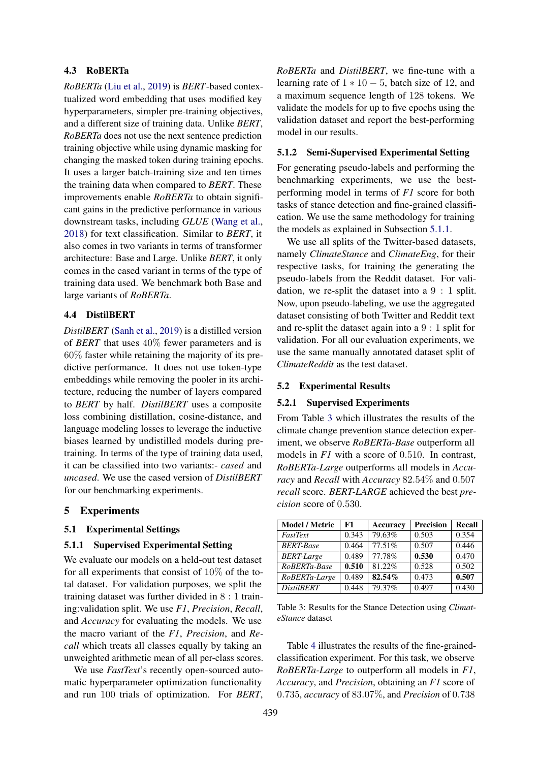### 4.3 RoBERTa

*RoBERTa* (Liu et al., 2019) is *BERT*-based contextualized word embedding that uses modified key hyperparameters, simpler pre-training objectives, and a different size of training data. Unlike *BERT*, *RoBERTa* does not use the next sentence prediction training objective while using dynamic masking for changing the masked token during training epochs. It uses a larger batch-training size and ten times the training data when compared to *BERT*. These improvements enable *RoBERTa* to obtain significant gains in the predictive performance in various downstream tasks, including *GLUE* (Wang et al., 2018) for text classification. Similar to *BERT*, it also comes in two variants in terms of transformer architecture: Base and Large. Unlike *BERT*, it only comes in the cased variant in terms of the type of training data used. We benchmark both Base and large variants of *RoBERTa*.

### 4.4 DistilBERT

*DistilBERT* (Sanh et al., 2019) is a distilled version of *BERT* that uses $40\%$ fewer parameters and is $60\%$ faster while retaining the majority of its predictive performance. It does not use token-type embeddings while removing the pooler in its architecture, reducing the number of layers compared to *BERT* by half. *DistilBERT* uses a composite loss combining distillation, cosine-distance, and language modeling losses to leverage the inductive biases learned by undistilled models during pretraining. In terms of the type of training data used, it can be classified into two variants:- *cased* and *uncased*. We use the cased version of *DistilBERT* for our benchmarking experiments.

## 5 Experiments

### 5.1 Experimental Settings

#### 5.1.1 Supervised Experimental Setting

We evaluate our models on a held-out test dataset for all experiments that consist of $10\%$ of the total dataset. For validation purposes, we split the training dataset was further divided in $8:1$ training:validation split. We use *F1*, *Precision*, *Recall*, and *Accuracy* for evaluating the models. We use the macro variant of the *F1*, *Precision*, and *Recall* which treats all classes equally by taking an unweighted arithmetic mean of all per-class scores.

We use *FastText*'s recently open-sourced automatic hyperparameter optimization functionality and run $100$ trials of optimization. For *BERT*, *RoBERTa* and *DistilBERT*, we fine-tune with a learning rate of $1 * 10 - 5$, batch size of 12, and a maximum sequence length of 128 tokens. We validate the models for up to five epochs using the validation dataset and report the best-performing model in our results.

#### 5.1.2 Semi-Supervised Experimental Setting

For generating pseudo-labels and performing the benchmarking experiments, we use the best-performing model in terms of *F1* score for both tasks of stance detection and fine-grained classification. We use the same methodology for training the models as explained in Subsection 5.1.1.

We use all splits of the Twitter-based datasets, namely *ClimateStance* and *ClimateEng*, for their respective tasks, for training the generating the pseudo-labels from the Reddit dataset. For validation, we re-split the dataset into a $9:1$ split. Now, upon pseudo-labeling, we use the aggregated dataset consisting of both Twitter and Reddit text and re-split the dataset again into a $9:1$ split for validation. For all our evaluation experiments, we use the same manually annotated dataset split of *ClimateReddit* as the test dataset.

### 5.2 Experimental Results

#### 5.2.1 Supervised Experiments

From Table 3 which illustrates the results of the climate change prevention stance detection experiment, we observe *RoBERTa-Base* outperform all models in *F1* with a score of $0.510$. In contrast, *RoBERTa-Large* outperforms all models in *Accuracy* and *Recall* with *Accuracy* $82.54\%$ and $0.507$ *recall* score. *BERT-LARGE* achieved the best *precision* score of $0.530$.

| Model / Metric | F1 | Accuracy | Precision | Recall |
|---|---|---|---|---|
| *FastText* | 0.343 | 79.63% | 0.503 | 0.354 |
| *BERT-Base* | 0.464 | 77.51% | 0.507 | 0.446 |
| *BERT-Large* | 0.489 | 77.78% | **0.530** | 0.470 |
| *RoBERTa-Base* | **0.510** | 81.22% | 0.528 | 0.502 |
| *RoBERTa-Large* | 0.489 | **82.54%** | 0.473 | **0.507** |
| *DistilBERT* | 0.448 | 79.37% | 0.497 | 0.430 |

Table 3: Results for the Stance Detection using *ClimateStance* dataset

Table 4 illustrates the results of the fine-grained-classification experiment. For this task, we observe *RoBERTa-Large* to outperform all models in *F1*, *Accuracy*, and *Precision*, obtaining an *F1* score of $0.735$, *accuracy* of $83.07\%$, and *Precision* of $0.738$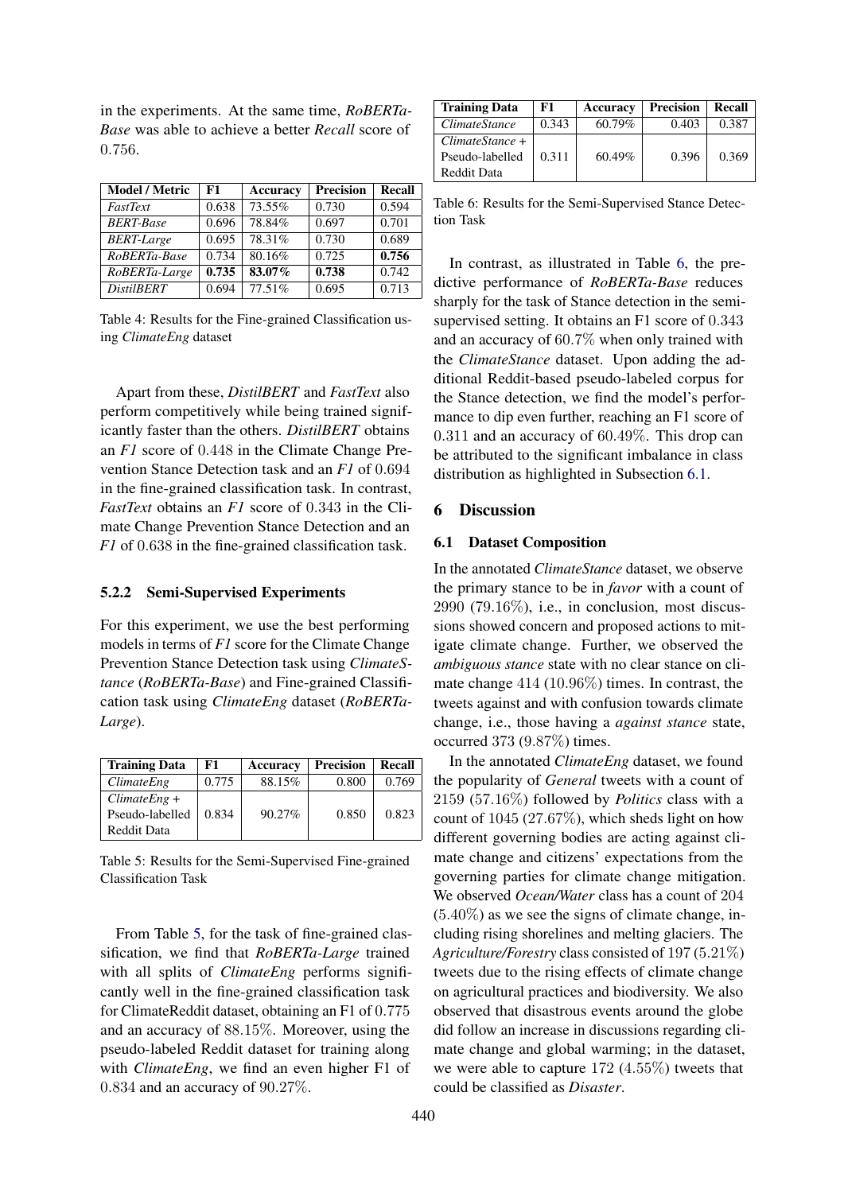in the experiments. At the same time, *RoBERTa-Base* was able to achieve a better *Recall* score of 0.756.

| Model / Metric | F1 | Accuracy | Precision | Recall |
|---|---|---|---|---|
| *FastText* | 0.638 | 73.55% | 0.730 | 0.594 |
| *BERT-Base* | 0.696 | 78.84% | 0.697 | 0.701 |
| *BERT-Large* | 0.695 | 78.31% | 0.730 | 0.689 |
| *RoBERTa-Base* | 0.734 | 80.16% | 0.725 | **0.756** |
| *RoBERTa-Large* | **0.735** | **83.07%** | **0.738** | 0.742 |
| *DistilBERT* | 0.694 | 77.51% | 0.695 | 0.713 |

Table 4: Results for the Fine-grained Classification using *ClimateEng* dataset

Apart from these, *DistilBERT* and *FastText* also perform competitively while being trained significantly faster than the others. *DistilBERT* obtains an *F1* score of 0.448 in the Climate Change Prevention Stance Detection task and an *F1* of 0.694 in the fine-grained classification task. In contrast, *FastText* obtains an *F1* score of 0.343 in the Climate Change Prevention Stance Detection and an *F1* of 0.638 in the fine-grained classification task.

#### 5.2.2 Semi-Supervised Experiments

For this experiment, we use the best performing models in terms of *F1* score for the Climate Change Prevention Stance Detection task using *ClimateStance* (*RoBERTa-Base*) and Fine-grained Classification task using *ClimateEng* dataset (*RoBERTa-Large*).

| Training Data | F1 | Accuracy | Precision | Recall |
|---|---|---|---|---|
| *ClimateEng* | 0.775 | 88.15% | 0.800 | 0.769 |
| *ClimateEng* + Pseudo-labelled Reddit Data | 0.834 | 90.27% | 0.850 | 0.823 |

Table 5: Results for the Semi-Supervised Fine-grained Classification Task

From Table 5, for the task of fine-grained classification, we find that *RoBERTa-Large* trained with all splits of *ClimateEng* performs significantly well in the fine-grained classification task for ClimateReddit dataset, obtaining an F1 of 0.775 and an accuracy of 88.15%. Moreover, using the pseudo-labeled Reddit dataset for training along with *ClimateEng*, we find an even higher F1 of 0.834 and an accuracy of 90.27%.

| Training Data | F1 | Accuracy | Precision | Recall |
|---|---|---|---|---|
| *ClimateStance* | 0.343 | 60.79% | 0.403 | 0.387 |
| *ClimateStance* + Pseudo-labelled Reddit Data | 0.311 | 60.49% | 0.396 | 0.369 |

Table 6: Results for the Semi-Supervised Stance Detection Task

In contrast, as illustrated in Table 6, the predictive performance of *RoBERTa-Base* reduces sharply for the task of Stance detection in the semi-supervised setting. It obtains an F1 score of 0.343 and an accuracy of 60.7% when only trained with the *ClimateStance* dataset. Upon adding the additional Reddit-based pseudo-labeled corpus for the Stance detection, we find the model's performance to dip even further, reaching an F1 score of 0.311 and an accuracy of 60.49%. This drop can be attributed to the significant imbalance in class distribution as highlighted in Subsection 6.1.

## 6 Discussion

### 6.1 Dataset Composition

In the annotated *ClimateStance* dataset, we observe the primary stance to be in *favor* with a count of 2990 (79.16%), i.e., in conclusion, most discussions showed concern and proposed actions to mitigate climate change. Further, we observed the *ambiguous stance* state with no clear stance on climate change 414 (10.96%) times. In contrast, the tweets against and with confusion towards climate change, i.e., those having a *against stance* state, occurred 373 (9.87%) times.

In the annotated *ClimateEng* dataset, we found the popularity of *General* tweets with a count of 2159 (57.16%) followed by *Politics* class with a count of 1045 (27.67%), which sheds light on how different governing bodies are acting against climate change and citizens' expectations from the governing parties for climate change mitigation. We observed *Ocean/Water* class has a count of 204 (5.40%) as we see the signs of climate change, including rising shorelines and melting glaciers. The *Agriculture/Forestry* class consisted of 197 (5.21%) tweets due to the rising effects of climate change on agricultural practices and biodiversity. We also observed that disastrous events around the globe did follow an increase in discussions regarding climate change and global warming; in the dataset, we were able to capture 172 (4.55%) tweets that could be classified as *Disaster*.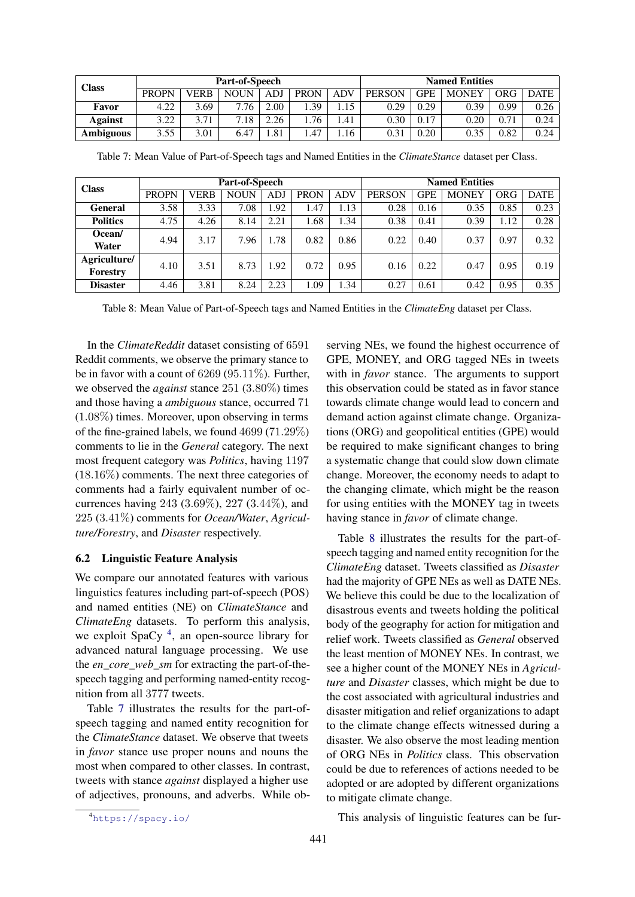| Class | Part-of-Speech | | | | | | Named Entities | | | | |
|---|---|---|---|---|---|---|---|---|---|---|---|
| | PROPN | VERB | NOUN | ADJ | PRON | ADV | PERSON | GPE | MONEY | ORG | DATE |
| **Favor** | 4.22 | 3.69 | 7.76 | 2.00 | 1.39 | 1.15 | 0.29 | 0.29 | 0.39 | 0.99 | 0.26 |
| **Against** | 3.22 | 3.71 | 7.18 | 2.26 | 1.76 | 1.41 | 0.30 | 0.17 | 0.20 | 0.71 | 0.24 |
| **Ambiguous** | 3.55 | 3.01 | 6.47 | 1.81 | 1.47 | 1.16 | 0.31 | 0.20 | 0.35 | 0.82 | 0.24 |

Table 7: Mean Value of Part-of-Speech tags and Named Entities in the *ClimateStance* dataset per Class.

| Class | Part-of-Speech | | | | | | Named Entities | | | | |
|---|---|---|---|---|---|---|---|---|---|---|---|
| | PROPN | VERB | NOUN | ADJ | PRON | ADV | PERSON | GPE | MONEY | ORG | DATE |
| **General** | 3.58 | 3.33 | 7.08 | 1.92 | 1.47 | 1.13 | 0.28 | 0.16 | 0.35 | 0.85 | 0.23 |
| **Politics** | 4.75 | 4.26 | 8.14 | 2.21 | 1.68 | 1.34 | 0.38 | 0.41 | 0.39 | 1.12 | 0.28 |
| **Ocean/ Water** | 4.94 | 3.17 | 7.96 | 1.78 | 0.82 | 0.86 | 0.22 | 0.40 | 0.37 | 0.97 | 0.32 |
| **Agriculture/ Forestry** | 4.10 | 3.51 | 8.73 | 1.92 | 0.72 | 0.95 | 0.16 | 0.22 | 0.47 | 0.95 | 0.19 |
| **Disaster** | 4.46 | 3.81 | 8.24 | 2.23 | 1.09 | 1.34 | 0.27 | 0.61 | 0.42 | 0.95 | 0.35 |

Table 8: Mean Value of Part-of-Speech tags and Named Entities in the *ClimateEng* dataset per Class.

In the *ClimateReddit* dataset consisting of $6591$ Reddit comments, we observe the primary stance to be in favor with a count of $6269$ ($95.11\%$). Further, we observed the *against* stance $251$ ($3.80\%$) times and those having a *ambiguous* stance, occurred $71$ ($1.08\%$) times. Moreover, upon observing in terms of the fine-grained labels, we found $4699$ ($71.29\%$) comments to lie in the *General* category. The next most frequent category was *Politics*, having $1197$ ($18.16\%$) comments. The next three categories of comments had a fairly equivalent number of occurrences having $243$ ($3.69\%$), $227$ ($3.44\%$), and $225$ ($3.41\%$) comments for *Ocean/Water*, *Agriculture/Forestry*, and *Disaster* respectively.

### 6.2 Linguistic Feature Analysis

We compare our annotated features with various linguistics features including part-of-speech (POS) and named entities (NE) on *ClimateStance* and *ClimateEng* datasets. To perform this analysis, we exploit SpaCy [4], an open-source library for advanced natural language processing. We use the *en_core_web_sm* for extracting the part-of-the-speech tagging and performing named-entity recognition from all 3777 tweets.

Table 7 illustrates the results for the part-of-speech tagging and named entity recognition for the *ClimateStance* dataset. We observe that tweets in *favor* stance use proper nouns and nouns the most when compared to other classes. In contrast, tweets with stance *against* displayed a higher use of adjectives, pronouns, and adverbs. While observing NEs, we found the highest occurrence of GPE, MONEY, and ORG tagged NEs in tweets with in *favor* stance. The arguments to support this observation could be stated as in favor stance towards climate change would lead to concern and demand action against climate change. Organizations (ORG) and geopolitical entities (GPE) would be required to make significant changes to bring a systematic change that could slow down climate change. Moreover, the economy needs to adapt to the changing climate, which might be the reason for using entities with the MONEY tag in tweets having stance in *favor* of climate change.

Table 8 illustrates the results for the part-of-speech tagging and named entity recognition for the *ClimateEng* dataset. Tweets classified as *Disaster* had the majority of GPE NEs as well as DATE NEs. We believe this could be due to the localization of disastrous events and tweets holding the political body of the geography for action for mitigation and relief work. Tweets classified as *General* observed the least mention of MONEY NEs. In contrast, we see a higher count of the MONEY NEs in *Agriculture* and *Disaster* classes, which might be due to the cost associated with agricultural industries and disaster mitigation and relief organizations to adapt to the climate change effects witnessed during a disaster. We also observe the most leading mention of ORG NEs in *Politics* class. This observation could be due to references of actions needed to be adopted or are adopted by different organizations to mitigate climate change.

This analysis of linguistic features can be fur-

[4] https://spacy.io/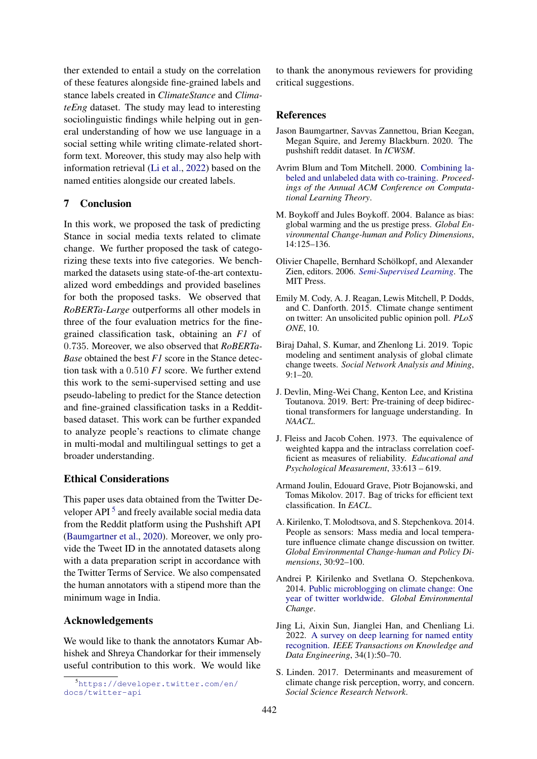ther extended to entail a study on the correlation of these features alongside fine-grained labels and stance labels created in *ClimateStance* and *ClimateEng* dataset. The study may lead to interesting sociolinguistic findings while helping out in general understanding of how we use language in a social setting while writing climate-related short-form text. Moreover, this study may also help with information retrieval (Li et al., 2022) based on the named entities alongside our created labels.

## 7 Conclusion

In this work, we proposed the task of predicting Stance in social media texts related to climate change. We further proposed the task of categorizing these texts into five categories. We benchmarked the datasets using state-of-the-art contextualized word embeddings and provided baselines for both the proposed tasks. We observed that *RoBERTa-Large* outperforms all other models in three of the four evaluation metrics for the fine-grained classification task, obtaining an *F1* of 0.735. Moreover, we also observed that *RoBERTa-Base* obtained the best *F1* score in the Stance detection task with a 0.510 *F1* score. We further extend this work to the semi-supervised setting and use pseudo-labeling to predict for the Stance detection and fine-grained classification tasks in a Reddit-based dataset. This work can be further expanded to analyze people's reactions to climate change in multi-modal and multilingual settings to get a broader understanding.

## Ethical Considerations

This paper uses data obtained from the Twitter Developer API [5] and freely available social media data from the Reddit platform using the Pushshift API (Baumgartner et al., 2020). Moreover, we only provide the Tweet ID in the annotated datasets along with a data preparation script in accordance with the Twitter Terms of Service. We also compensated the human annotators with a stipend more than the minimum wage in India.

## Acknowledgements

We would like to thank the annotators Kumar Abhishek and Shreya Chandorkar for their immensely useful contribution to this work. We would like to thank the anonymous reviewers for providing critical suggestions.

[5] `https://developer.twitter.com/en/docs/twitter-api`

## References

Jason Baumgartner, Savvas Zannettou, Brian Keegan, Megan Squire, and Jeremy Blackburn. 2020. The pushshift reddit dataset. In *ICWSM*.

Avrim Blum and Tom Mitchell. 2000. Combining labeled and unlabeled data with co-training. *Proceedings of the Annual ACM Conference on Computational Learning Theory*.

M. Boykoff and Jules Boykoff. 2004. Balance as bias: global warming and the us prestige press. *Global Environmental Change-human and Policy Dimensions*, 14:125–136.

Olivier Chapelle, Bernhard Schölkopf, and Alexander Zien, editors. 2006. *Semi-Supervised Learning*. The MIT Press.

Emily M. Cody, A. J. Reagan, Lewis Mitchell, P. Dodds, and C. Danforth. 2015. Climate change sentiment on twitter: An unsolicited public opinion poll. *PLoS ONE*, 10.

Biraj Dahal, S. Kumar, and Zhenlong Li. 2019. Topic modeling and sentiment analysis of global climate change tweets. *Social Network Analysis and Mining*, 9:1–20.

J. Devlin, Ming-Wei Chang, Kenton Lee, and Kristina Toutanova. 2019. Bert: Pre-training of deep bidirectional transformers for language understanding. In *NAACL*.

J. Fleiss and Jacob Cohen. 1973. The equivalence of weighted kappa and the intraclass correlation coefficient as measures of reliability. *Educational and Psychological Measurement*, 33:613 – 619.

Armand Joulin, Edouard Grave, Piotr Bojanowski, and Tomas Mikolov. 2017. Bag of tricks for efficient text classification. In *EACL*.

A. Kirilenko, T. Molodtsova, and S. Stepchenkova. 2014. People as sensors: Mass media and local temperature influence climate change discussion on twitter. *Global Environmental Change-human and Policy Dimensions*, 30:92–100.

Andrei P. Kirilenko and Svetlana O. Stepchenkova. 2014. Public microblogging on climate change: One year of twitter worldwide. *Global Environmental Change*.

Jing Li, Aixin Sun, Jianglei Han, and Chenliang Li. 2022. A survey on deep learning for named entity recognition. *IEEE Transactions on Knowledge and Data Engineering*, 34(1):50–70.

S. Linden. 2017. Determinants and measurement of climate change risk perception, worry, and concern. *Social Science Research Network*.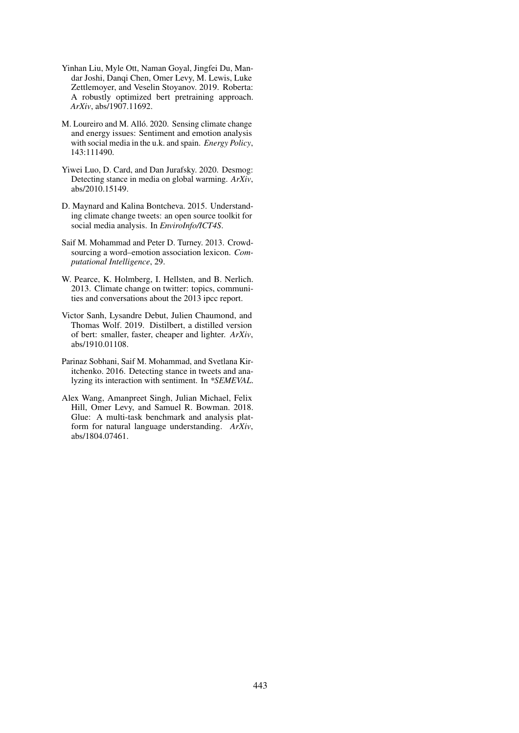Yinhan Liu, Myle Ott, Naman Goyal, Jingfei Du, Mandar Joshi, Danqi Chen, Omer Levy, M. Lewis, Luke Zettlemoyer, and Veselin Stoyanov. 2019. Roberta: A robustly optimized bert pretraining approach. *ArXiv*, abs/1907.11692.

M. Loureiro and M. Alló. 2020. Sensing climate change and energy issues: Sentiment and emotion analysis with social media in the u.k. and spain. *Energy Policy*, 143:111490.

Yiwei Luo, D. Card, and Dan Jurafsky. 2020. Desmog: Detecting stance in media on global warming. *ArXiv*, abs/2010.15149.

D. Maynard and Kalina Bontcheva. 2015. Understanding climate change tweets: an open source toolkit for social media analysis. In *EnviroInfo/ICT4S*.

Saif M. Mohammad and Peter D. Turney. 2013. Crowdsourcing a word–emotion association lexicon. *Computational Intelligence*, 29.

W. Pearce, K. Holmberg, I. Hellsten, and B. Nerlich. 2013. Climate change on twitter: topics, communities and conversations about the 2013 ipcc report.

Victor Sanh, Lysandre Debut, Julien Chaumond, and Thomas Wolf. 2019. Distilbert, a distilled version of bert: smaller, faster, cheaper and lighter. *ArXiv*, abs/1910.01108.

Parinaz Sobhani, Saif M. Mohammad, and Svetlana Kiritchenko. 2016. Detecting stance in tweets and analyzing its interaction with sentiment. In *\*SEMEVAL*.

Alex Wang, Amanpreet Singh, Julian Michael, Felix Hill, Omer Levy, and Samuel R. Bowman. 2018. Glue: A multi-task benchmark and analysis platform for natural language understanding. *ArXiv*, abs/1804.07461.